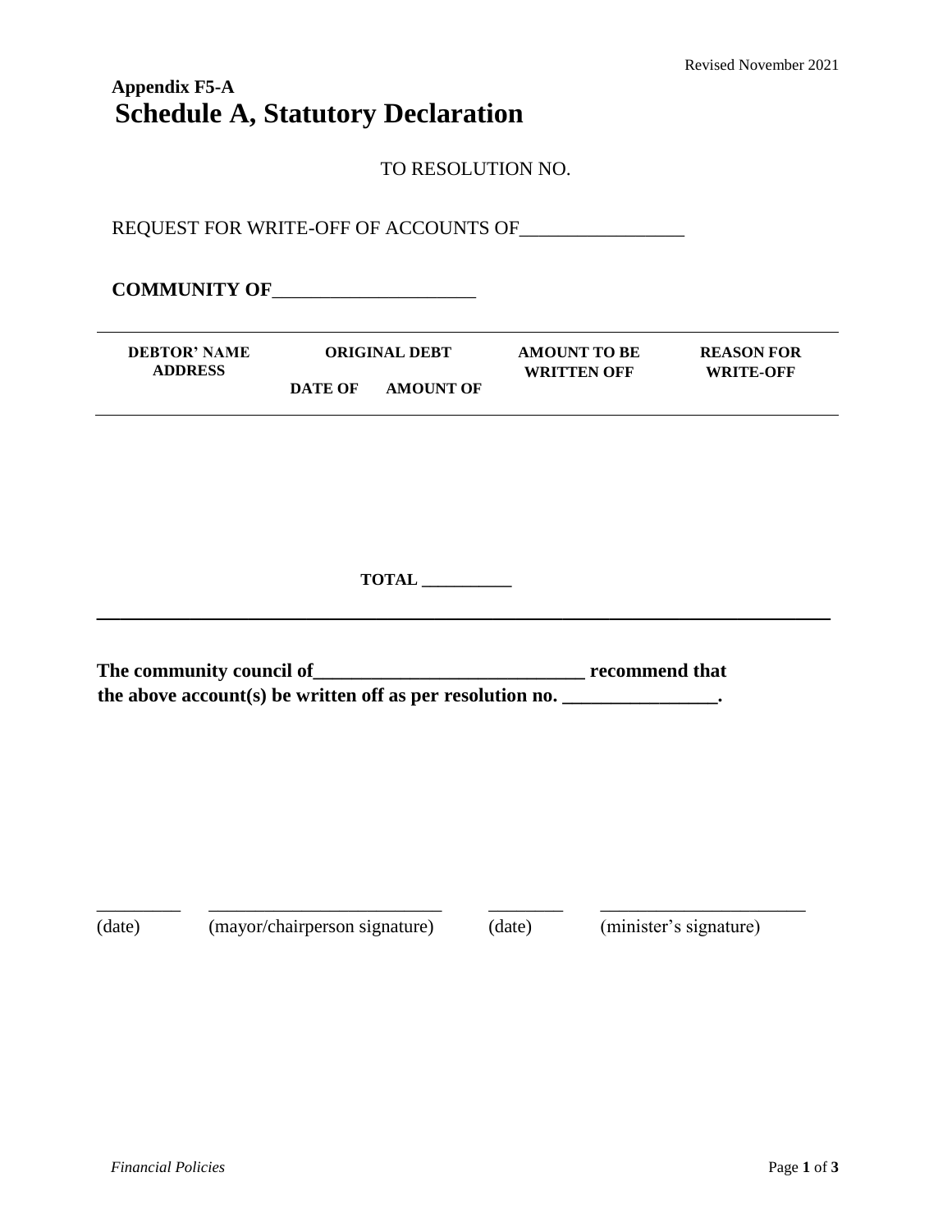**Appendix F5-A**

# Schedule A, Statutory Declaration

TO RESOLUTION NO.

REQUEST FOR WRITE-OFF OF ACCOUNTS OF_________________

**COMMUNITY OF**_____________________

| DEBTOR' NAME ADDRESS | ORIGINAL DEBT | | AMOUNT TO BE WRITTEN OFF | REASON FOR WRITE-OFF |
|---|---|---|---|---|
| | DATE OF | AMOUNT OF | | |

**TOTAL** __________

**The community council of**____________________________ **recommend that the above account(s) be written off as per resolution no.** ________________**.**

| _________ | __________________________ | ________ | ______________________ |
|---|---|---|---|
| (date) | (mayor/chairperson signature) | (date) | (minister's signature) |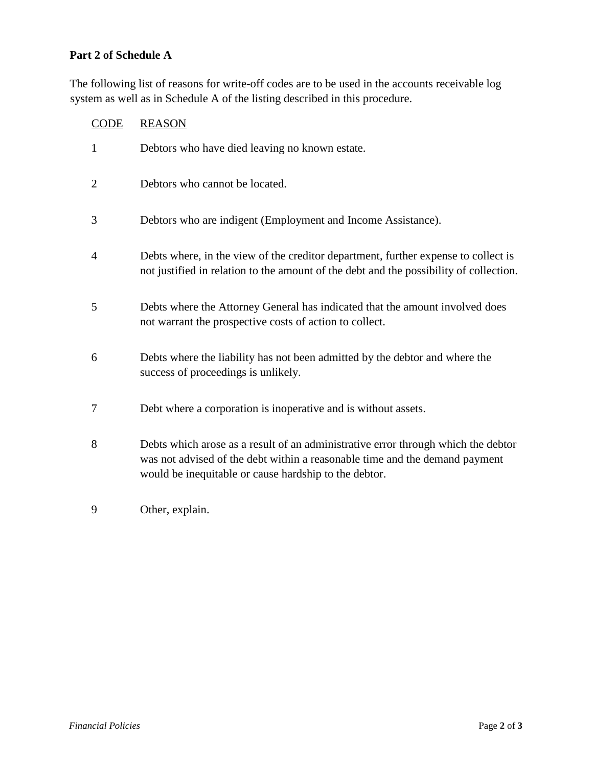**Part 2 of Schedule A**

The following list of reasons for write-off codes are to be used in the accounts receivable log system as well as in Schedule A of the listing described in this procedure.

| CODE | REASON |
|---|---|
| 1 | Debtors who have died leaving no known estate. |
| 2 | Debtors who cannot be located. |
| 3 | Debtors who are indigent (Employment and Income Assistance). |
| 4 | Debts where, in the view of the creditor department, further expense to collect is not justified in relation to the amount of the debt and the possibility of collection. |
| 5 | Debts where the Attorney General has indicated that the amount involved does not warrant the prospective costs of action to collect. |
| 6 | Debts where the liability has not been admitted by the debtor and where the success of proceedings is unlikely. |
| 7 | Debt where a corporation is inoperative and is without assets. |
| 8 | Debts which arose as a result of an administrative error through which the debtor was not advised of the debt within a reasonable time and the demand payment would be inequitable or cause hardship to the debtor. |
| 9 | Other, explain. |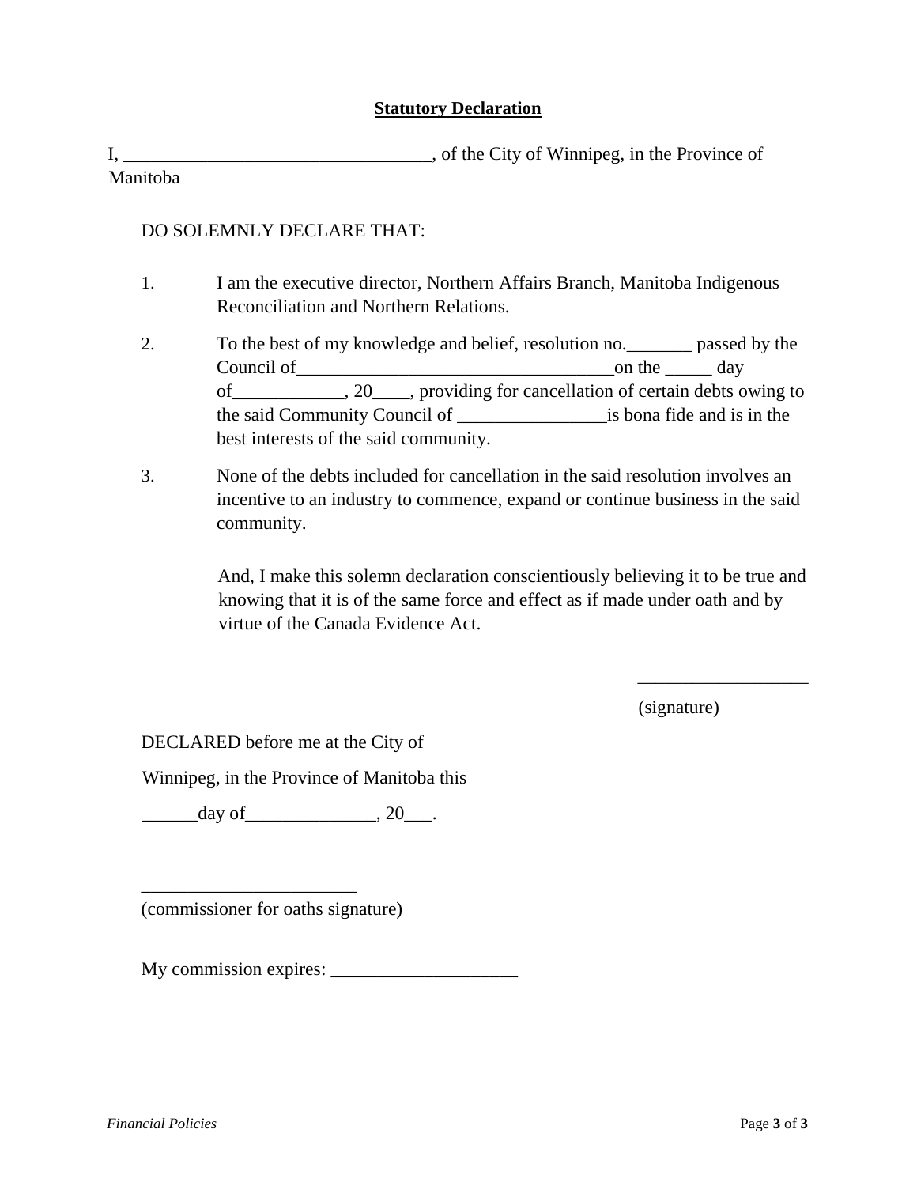**Statutory Declaration**

I, _________________________________, of the City of Winnipeg, in the Province of Manitoba

DO SOLEMNLY DECLARE THAT:

1. I am the executive director, Northern Affairs Branch, Manitoba Indigenous Reconciliation and Northern Relations.

2. To the best of my knowledge and belief, resolution no._______ passed by the Council of__________________________________on the _____ day of____________, 20____, providing for cancellation of certain debts owing to the said Community Council of ________________is bona fide and is in the best interests of the said community.

3. None of the debts included for cancellation in the said resolution involves an incentive to an industry to commence, expand or continue business in the said community.

And, I make this solemn declaration conscientiously believing it to be true and knowing that it is of the same force and effect as if made under oath and by virtue of the Canada Evidence Act.

__________________

(signature)

DECLARED before me at the City of

Winnipeg, in the Province of Manitoba this

______day of______________, 20___.

_______________________

(commissioner for oaths signature)

My commission expires: ____________________

*Financial Policies*